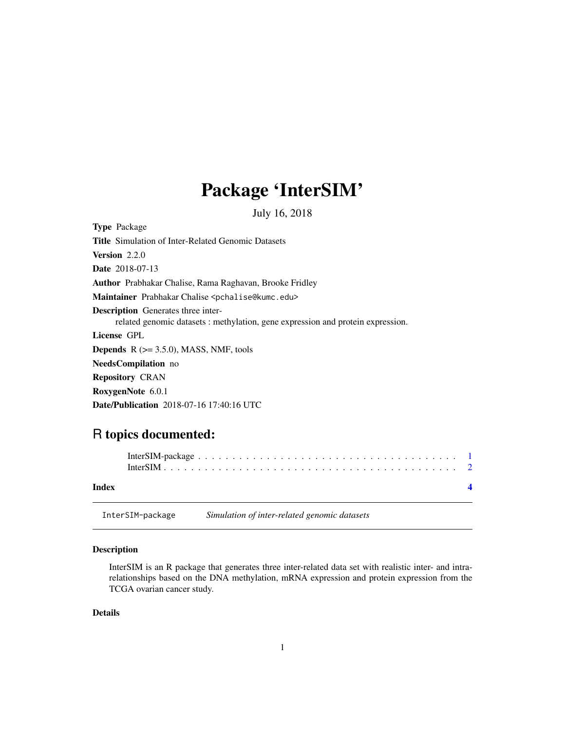# Package 'InterSIM'

July 16, 2018

**Type** Package

**Title** Simulation of Inter-Related Genomic Datasets

**Version** 2.2.0

**Date** 2018-07-13

**Author** Prabhakar Chalise, Rama Raghavan, Brooke Fridley

**Maintainer** Prabhakar Chalise <pchalise@kumc.edu>

**Description** Generates three inter-related genomic datasets : methylation, gene expression and protein expression.

**License** GPL

**Depends** R (>= 3.5.0), MASS, NMF, tools

**NeedsCompilation** no

**Repository** CRAN

**RoxygenNote** 6.0.1

**Date/Publication** 2018-07-16 17:40:16 UTC

## R topics documented:

InterSIM-package . . . . . . . . . . . . . . . . . . . . . . . . . . . . . . . . . . . . . . 1
InterSIM . . . . . . . . . . . . . . . . . . . . . . . . . . . . . . . . . . . . . . . . . . . 2

**Index** **4**

---

`InterSIM-package` *Simulation of inter-related genomic datasets*

### Description

InterSIM is an R package that generates three inter-related data set with realistic inter- and intra-relationships based on the DNA methylation, mRNA expression and protein expression from the TCGA ovarian cancer study.

### Details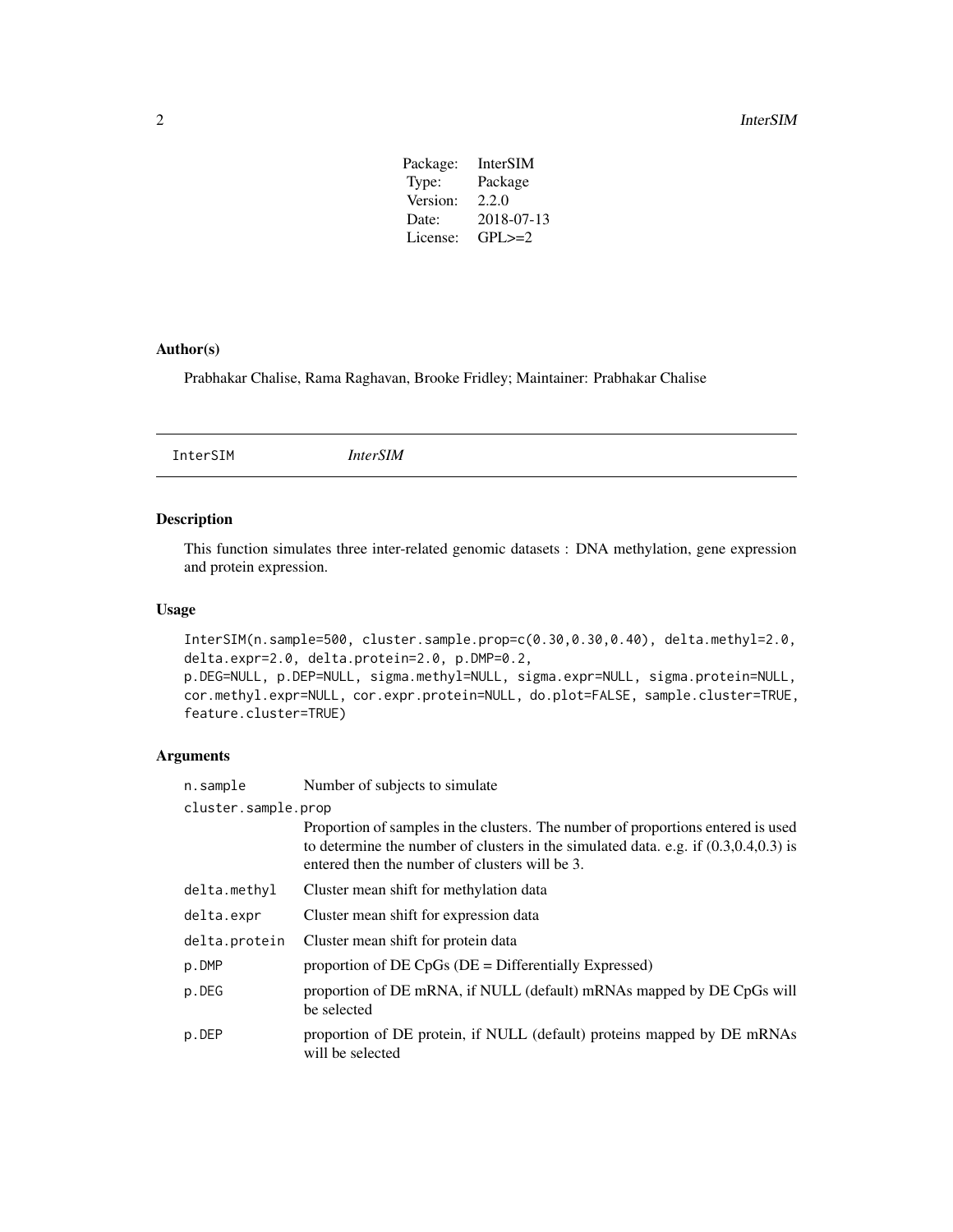| | |
|---|---|
| Package: | InterSIM |
| Type: | Package |
| Version: | 2.2.0 |
| Date: | 2018-07-13 |
| License: | GPL>=2 |

## Author(s)

Prabhakar Chalise, Rama Raghavan, Brooke Fridley; Maintainer: Prabhakar Chalise

---

InterSIM *InterSIM*

---

## Description

This function simulates three inter-related genomic datasets : DNA methylation, gene expression and protein expression.

## Usage

```
InterSIM(n.sample=500, cluster.sample.prop=c(0.30,0.30,0.40), delta.methyl=2.0,
delta.expr=2.0, delta.protein=2.0, p.DMP=0.2,
p.DEG=NULL, p.DEP=NULL, sigma.methyl=NULL, sigma.expr=NULL, sigma.protein=NULL,
cor.methyl.expr=NULL, cor.expr.protein=NULL, do.plot=FALSE, sample.cluster=TRUE,
feature.cluster=TRUE)
```

## Arguments

| Argument | Description |
|---|---|
| `n.sample` | Number of subjects to simulate |
| `cluster.sample.prop` | Proportion of samples in the clusters. The number of proportions entered is used to determine the number of clusters in the simulated data. e.g. if (0.3,0.4,0.3) is entered then the number of clusters will be 3. |
| `delta.methyl` | Cluster mean shift for methylation data |
| `delta.expr` | Cluster mean shift for expression data |
| `delta.protein` | Cluster mean shift for protein data |
| `p.DMP` | proportion of DE CpGs (DE = Differentially Expressed) |
| `p.DEG` | proportion of DE mRNA, if NULL (default) mRNAs mapped by DE CpGs will be selected |
| `p.DEP` | proportion of DE protein, if NULL (default) proteins mapped by DE mRNAs will be selected |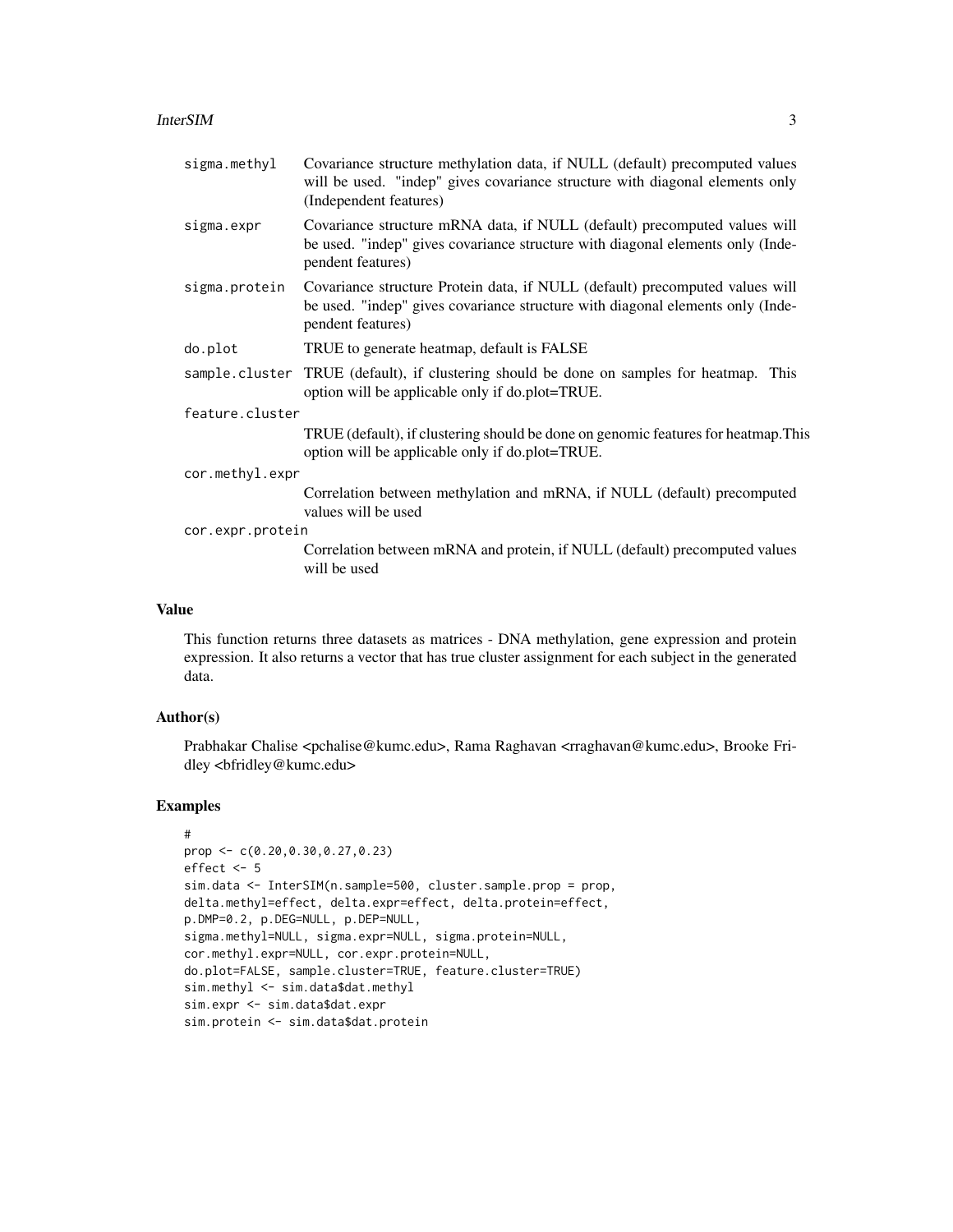| | |
|---|---|
| sigma.methyl | Covariance structure methylation data, if NULL (default) precomputed values will be used. "indep" gives covariance structure with diagonal elements only (Independent features) |
| sigma.expr | Covariance structure mRNA data, if NULL (default) precomputed values will be used. "indep" gives covariance structure with diagonal elements only (Independent features) |
| sigma.protein | Covariance structure Protein data, if NULL (default) precomputed values will be used. "indep" gives covariance structure with diagonal elements only (Independent features) |
| do.plot | TRUE to generate heatmap, default is FALSE |
| sample.cluster | TRUE (default), if clustering should be done on samples for heatmap. This option will be applicable only if do.plot=TRUE. |
| feature.cluster | TRUE (default), if clustering should be done on genomic features for heatmap.This option will be applicable only if do.plot=TRUE. |
| cor.methyl.expr | Correlation between methylation and mRNA, if NULL (default) precomputed values will be used |
| cor.expr.protein | Correlation between mRNA and protein, if NULL (default) precomputed values will be used |

## Value

This function returns three datasets as matrices - DNA methylation, gene expression and protein expression. It also returns a vector that has true cluster assignment for each subject in the generated data.

## Author(s)

Prabhakar Chalise <pchalise@kumc.edu>, Rama Raghavan <rraghavan@kumc.edu>, Brooke Fridley <bfridley@kumc.edu>

## Examples

```
#
prop <- c(0.20,0.30,0.27,0.23)
effect <- 5
sim.data <- InterSIM(n.sample=500, cluster.sample.prop = prop,
delta.methyl=effect, delta.expr=effect, delta.protein=effect,
p.DMP=0.2, p.DEG=NULL, p.DEP=NULL,
sigma.methyl=NULL, sigma.expr=NULL, sigma.protein=NULL,
cor.methyl.expr=NULL, cor.expr.protein=NULL,
do.plot=FALSE, sample.cluster=TRUE, feature.cluster=TRUE)
sim.methyl <- sim.data$dat.methyl
sim.expr <- sim.data$dat.expr
sim.protein <- sim.data$dat.protein
```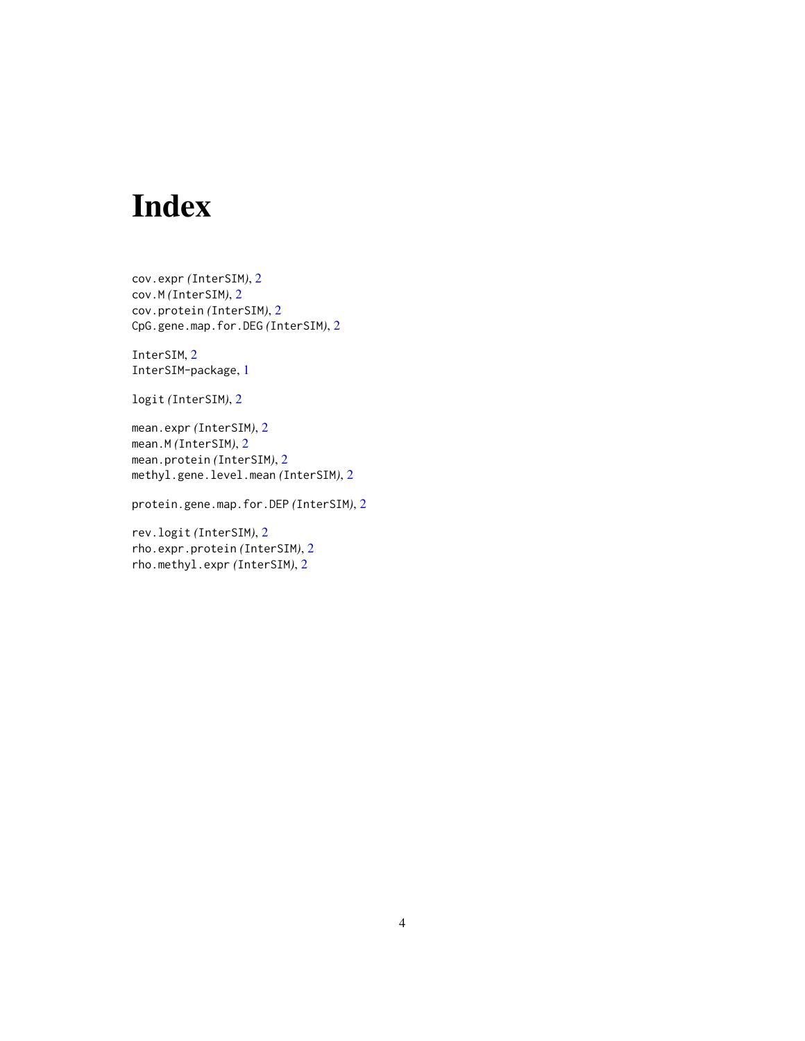# Index

cov.expr *(*InterSIM*)*, 2
cov.M *(*InterSIM*)*, 2
cov.protein *(*InterSIM*)*, 2
CpG.gene.map.for.DEG *(*InterSIM*)*, 2

InterSIM, 2
InterSIM-package, 1

logit *(*InterSIM*)*, 2

mean.expr *(*InterSIM*)*, 2
mean.M *(*InterSIM*)*, 2
mean.protein *(*InterSIM*)*, 2
methyl.gene.level.mean *(*InterSIM*)*, 2

protein.gene.map.for.DEP *(*InterSIM*)*, 2

rev.logit *(*InterSIM*)*, 2
rho.expr.protein *(*InterSIM*)*, 2
rho.methyl.expr *(*InterSIM*)*, 2